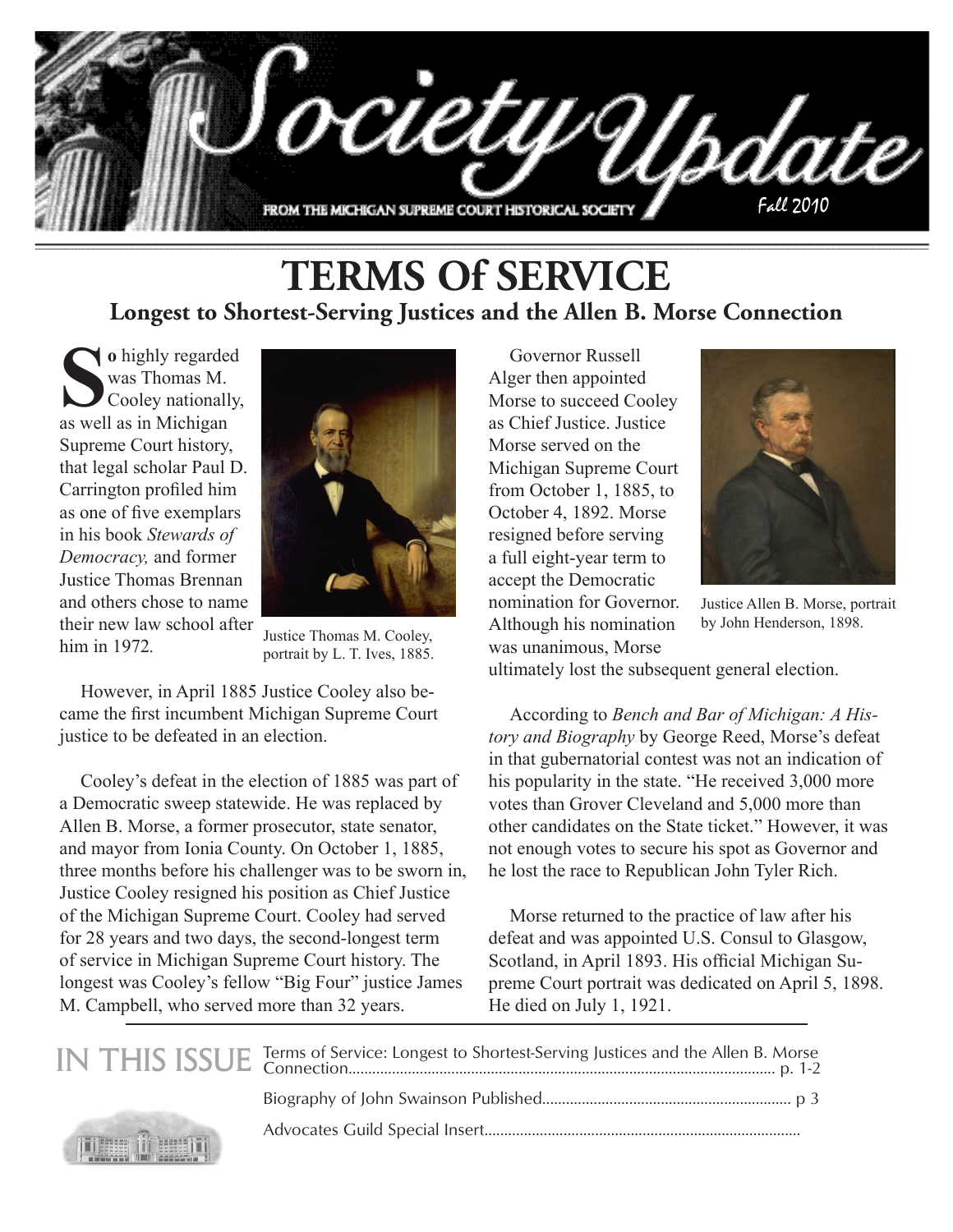# Society Update

FROM THE MICHIGAN SUPREME COURT HISTORICAL SOCIETY

Fall 2010

## TERMS Of SERVICE

### Longest to Shortest-Serving Justices and the Allen B. Morse Connection

**So** highly regarded was Thomas M. Cooley nationally, as well as in Michigan Supreme Court history, that legal scholar Paul D. Carrington profiled him as one of five exemplars in his book *Stewards of Democracy,* and former Justice Thomas Brennan and others chose to name their new law school after him in 1972.

Justice Thomas M. Cooley, portrait by L. T. Ives, 1885.

However, in April 1885 Justice Cooley also became the first incumbent Michigan Supreme Court justice to be defeated in an election.

Cooley's defeat in the election of 1885 was part of a Democratic sweep statewide. He was replaced by Allen B. Morse, a former prosecutor, state senator, and mayor from Ionia County. On October 1, 1885, three months before his challenger was to be sworn in, Justice Cooley resigned his position as Chief Justice of the Michigan Supreme Court. Cooley had served for 28 years and two days, the second-longest term of service in Michigan Supreme Court history. The longest was Cooley's fellow "Big Four" justice James M. Campbell, who served more than 32 years.

Governor Russell Alger then appointed Morse to succeed Cooley as Chief Justice. Justice Morse served on the Michigan Supreme Court from October 1, 1885, to October 4, 1892. Morse resigned before serving a full eight-year term to accept the Democratic nomination for Governor. Although his nomination was unanimous, Morse ultimately lost the subsequent general election.

Justice Allen B. Morse, portrait by John Henderson, 1898.

According to *Bench and Bar of Michigan: A History and Biography* by George Reed, Morse's defeat in that gubernatorial contest was not an indication of his popularity in the state. "He received 3,000 more votes than Grover Cleveland and 5,000 more than other candidates on the State ticket." However, it was not enough votes to secure his spot as Governor and he lost the race to Republican John Tyler Rich.

Morse returned to the practice of law after his defeat and was appointed U.S. Consul to Glasgow, Scotland, in April 1893. His official Michigan Supreme Court portrait was dedicated on April 5, 1898. He died on July 1, 1921.

## IN THIS ISSUE

- Terms of Service: Longest to Shortest-Serving Justices and the Allen B. Morse Connection........ p. 1-2
- Biography of John Swainson Published........ p 3
- Advocates Guild Special Insert........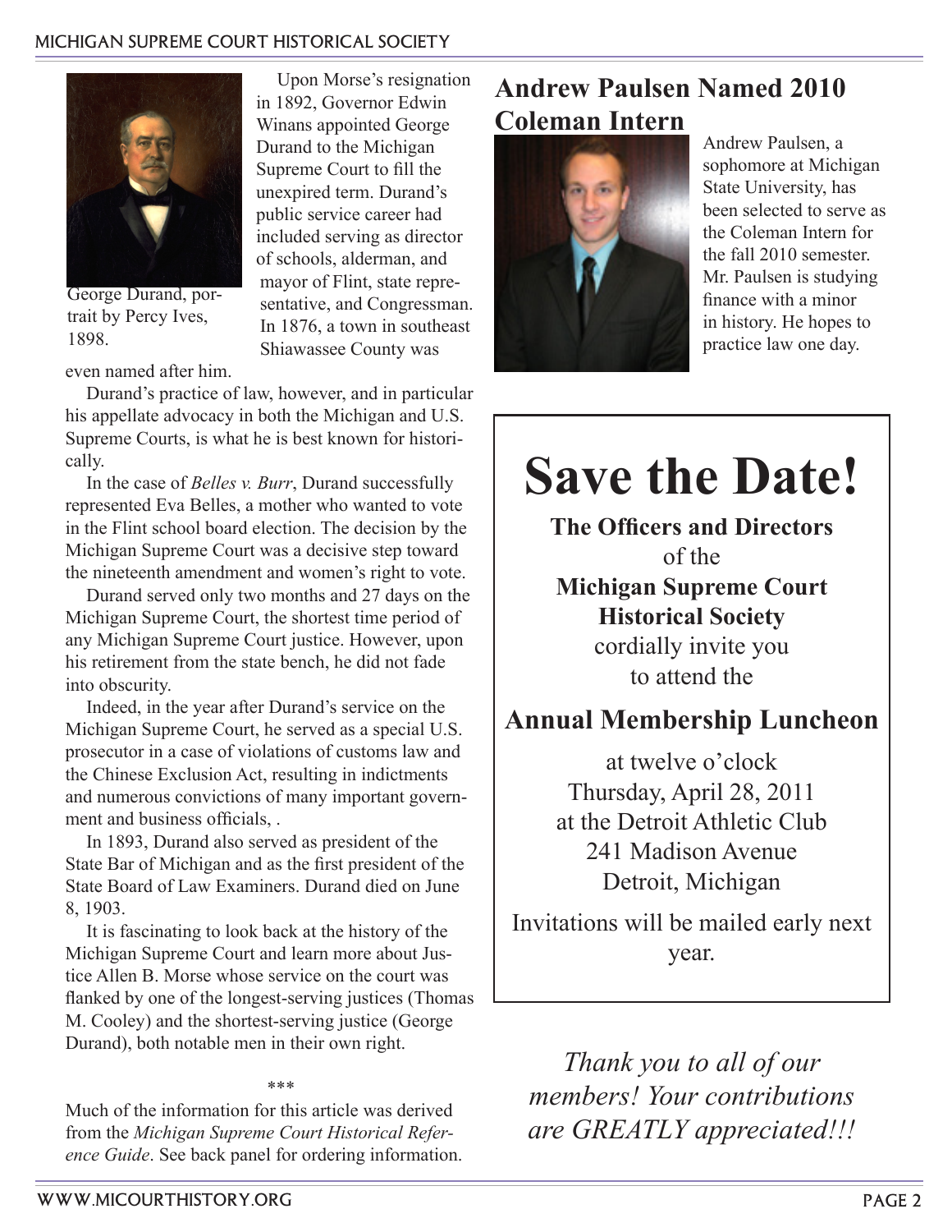George Durand, portrait by Percy Ives, 1898.

Upon Morse's resignation in 1892, Governor Edwin Winans appointed George Durand to the Michigan Supreme Court to fill the unexpired term. Durand's public service career had included serving as director of schools, alderman, and mayor of Flint, state representative, and Congressman. In 1876, a town in southeast Shiawassee County was even named after him.

Durand's practice of law, however, and in particular his appellate advocacy in both the Michigan and U.S. Supreme Courts, is what he is best known for historically.

In the case of *Belles v. Burr*, Durand successfully represented Eva Belles, a mother who wanted to vote in the Flint school board election. The decision by the Michigan Supreme Court was a decisive step toward the nineteenth amendment and women's right to vote.

Durand served only two months and 27 days on the Michigan Supreme Court, the shortest time period of any Michigan Supreme Court justice. However, upon his retirement from the state bench, he did not fade into obscurity.

Indeed, in the year after Durand's service on the Michigan Supreme Court, he served as a special U.S. prosecutor in a case of violations of customs law and the Chinese Exclusion Act, resulting in indictments and numerous convictions of many important government and business officials, .

In 1893, Durand also served as president of the State Bar of Michigan and as the first president of the State Board of Law Examiners. Durand died on June 8, 1903.

It is fascinating to look back at the history of the Michigan Supreme Court and learn more about Justice Allen B. Morse whose service on the court was flanked by one of the longest-serving justices (Thomas M. Cooley) and the shortest-serving justice (George Durand), both notable men in their own right.

\*\*\*

Much of the information for this article was derived from the *Michigan Supreme Court Historical Reference Guide*. See back panel for ordering information.

## Andrew Paulsen Named 2010 Coleman Intern

Andrew Paulsen, a sophomore at Michigan State University, has been selected to serve as the Coleman Intern for the fall 2010 semester. Mr. Paulsen is studying finance with a minor in history. He hopes to practice law one day.

# Save the Date!

**The Officers and Directors**
of the
**Michigan Supreme Court Historical Society**
cordially invite you
to attend the

## Annual Membership Luncheon

at twelve o'clock
Thursday, April 28, 2011
at the Detroit Athletic Club
241 Madison Avenue
Detroit, Michigan

Invitations will be mailed early next year.

*Thank you to all of our members! Your contributions are GREATLY appreciated!!!*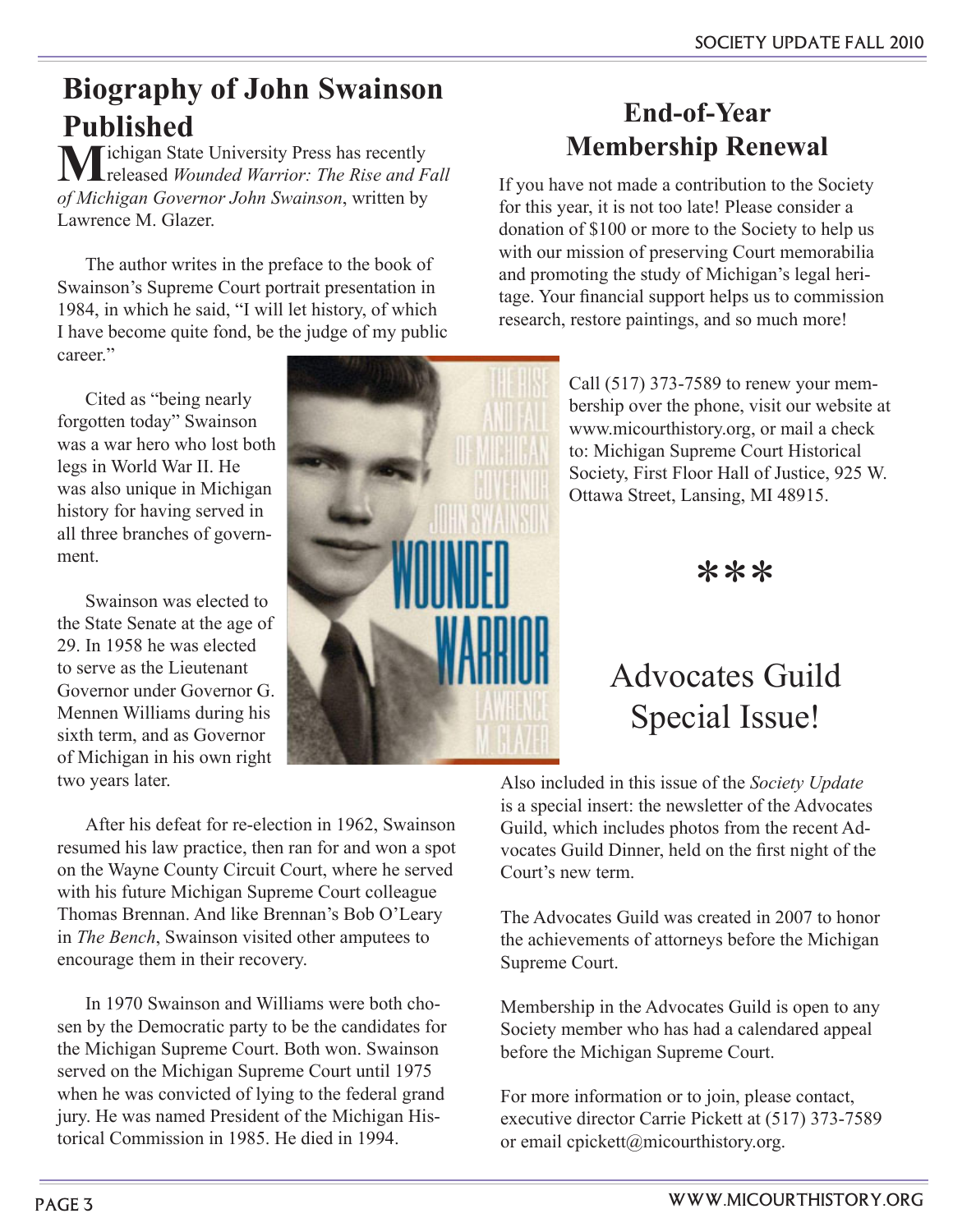# Biography of John Swainson Published

Michigan State University Press has recently released *Wounded Warrior: The Rise and Fall of Michigan Governor John Swainson*, written by Lawrence M. Glazer.

The author writes in the preface to the book of Swainson's Supreme Court portrait presentation in 1984, in which he said, "I will let history, of which I have become quite fond, be the judge of my public career."

Cited as "being nearly forgotten today" Swainson was a war hero who lost both legs in World War II. He was also unique in Michigan history for having served in all three branches of government.

Swainson was elected to the State Senate at the age of 29. In 1958 he was elected to serve as the Lieutenant Governor under Governor G. Mennen Williams during his sixth term, and as Governor of Michigan in his own right two years later.

After his defeat for re-election in 1962, Swainson resumed his law practice, then ran for and won a spot on the Wayne County Circuit Court, where he served with his future Michigan Supreme Court colleague Thomas Brennan. And like Brennan's Bob O'Leary in *The Bench*, Swainson visited other amputees to encourage them in their recovery.

In 1970 Swainson and Williams were both chosen by the Democratic party to be the candidates for the Michigan Supreme Court. Both won. Swainson served on the Michigan Supreme Court until 1975 when he was convicted of lying to the federal grand jury. He was named President of the Michigan Historical Commission in 1985. He died in 1994.

# End-of-Year Membership Renewal

If you have not made a contribution to the Society for this year, it is not too late! Please consider a donation of $100 or more to the Society to help us with our mission of preserving Court memorabilia and promoting the study of Michigan's legal heritage. Your financial support helps us to commission research, restore paintings, and so much more!

Call (517) 373-7589 to renew your membership over the phone, visit our website at www.micourthistory.org, or mail a check to: Michigan Supreme Court Historical Society, First Floor Hall of Justice, 925 W. Ottawa Street, Lansing, MI 48915.

***

# Advocates Guild Special Issue!

Also included in this issue of the *Society Update* is a special insert: the newsletter of the Advocates Guild, which includes photos from the recent Advocates Guild Dinner, held on the first night of the Court's new term.

The Advocates Guild was created in 2007 to honor the achievements of attorneys before the Michigan Supreme Court.

Membership in the Advocates Guild is open to any Society member who has had a calendared appeal before the Michigan Supreme Court.

For more information or to join, please contact, executive director Carrie Pickett at (517) 373-7589 or email cpickett@micourthistory.org.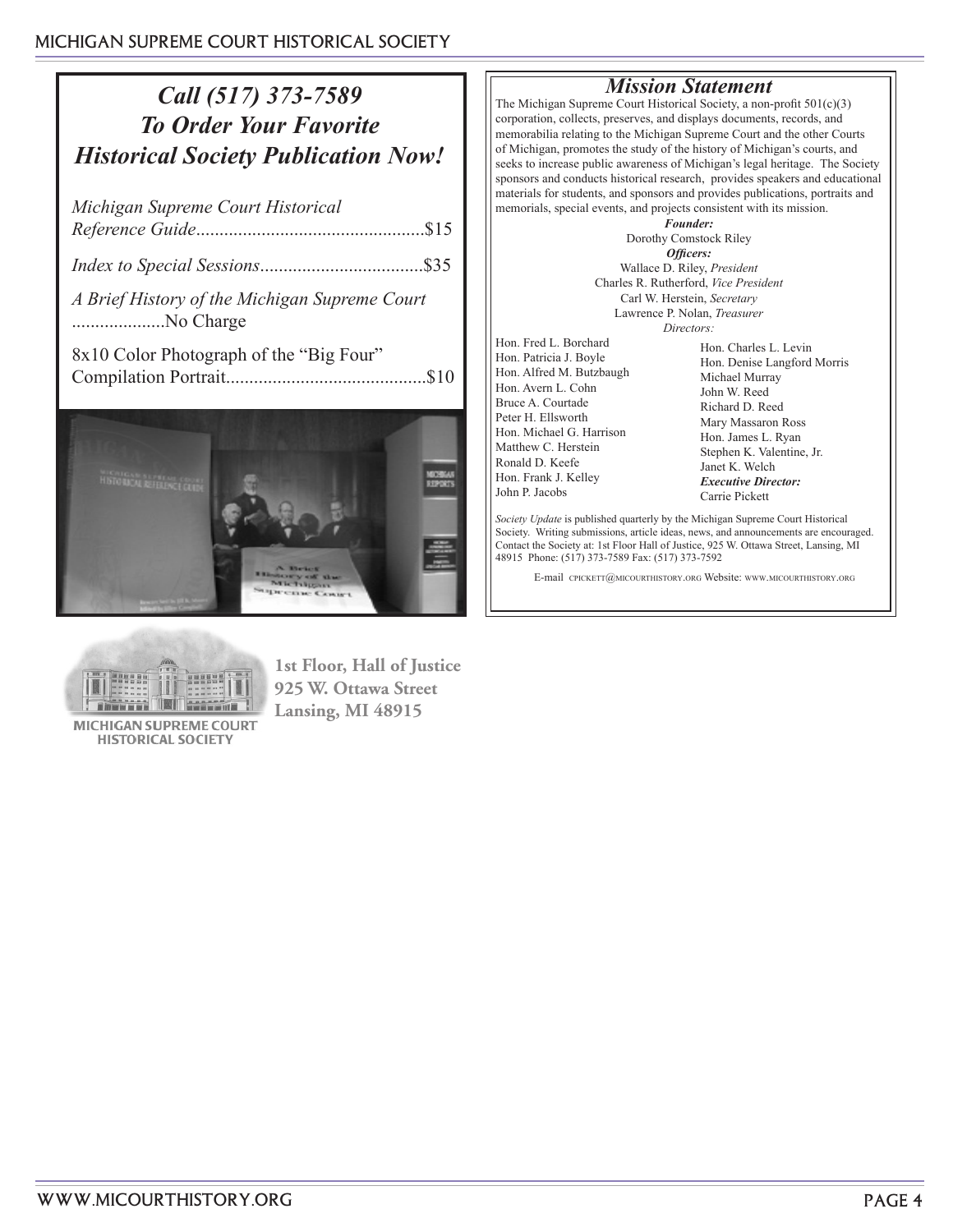## *Call (517) 373-7589 To Order Your Favorite Historical Society Publication Now!*

*Michigan Supreme Court Historical Reference Guide*.................................................$15

*Index to Special Sessions*...................................$35

*A Brief History of the Michigan Supreme Court* ....................No Charge

8x10 Color Photograph of the "Big Four" Compilation Portrait...........................................$10

## *Mission Statement*

The Michigan Supreme Court Historical Society, a non-profit 501(c)(3) corporation, collects, preserves, and displays documents, records, and memorabilia relating to the Michigan Supreme Court and the other Courts of Michigan, promotes the study of the history of Michigan's courts, and seeks to increase public awareness of Michigan's legal heritage. The Society sponsors and conducts historical research, provides speakers and educational materials for students, and sponsors and provides publications, portraits and memorials, special events, and projects consistent with its mission.

***Founder:***
Dorothy Comstock Riley

***Officers:***
Wallace D. Riley, *President*
Charles R. Rutherford, *Vice President*
Carl W. Herstein, *Secretary*
Lawrence P. Nolan, *Treasurer*

*Directors:*

Hon. Fred L. Borchard
Hon. Patricia J. Boyle
Hon. Alfred M. Butzbaugh
Hon. Avern L. Cohn
Bruce A. Courtade
Peter H. Ellsworth
Hon. Michael G. Harrison
Matthew C. Herstein
Ronald D. Keefe
Hon. Frank J. Kelley
John P. Jacobs
Hon. Charles L. Levin
Hon. Denise Langford Morris
Michael Murray
John W. Reed
Richard D. Reed
Mary Massaron Ross
Hon. James L. Ryan
Stephen K. Valentine, Jr.
Janet K. Welch

***Executive Director:***
Carrie Pickett

*Society Update* is published quarterly by the Michigan Supreme Court Historical Society. Writing submissions, article ideas, news, and announcements are encouraged. Contact the Society at: 1st Floor Hall of Justice, 925 W. Ottawa Street, Lansing, MI 48915 Phone: (517) 373-7589 Fax: (517) 373-7592

E-mail cpickett@micourthistory.org Website: www.micourthistory.org

MICHIGAN SUPREME COURT HISTORICAL SOCIETY

**1st Floor, Hall of Justice**
**925 W. Ottawa Street**
**Lansing, MI 48915**